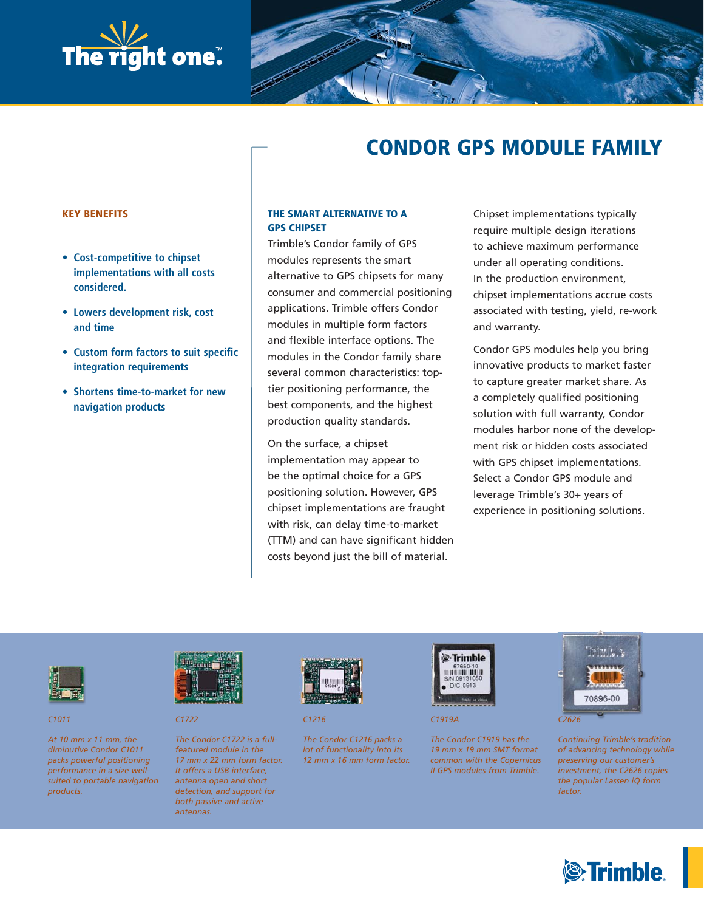The right one.™

# CONDOR GPS MODULE FAMILY

## KEY BENEFITS

- Cost-competitive to chipset implementations with all costs considered.
- Lowers development risk, cost and time
- Custom form factors to suit specific integration requirements
- Shortens time-to-market for new navigation products

## THE SMART ALTERNATIVE TO A GPS CHIPSET

Trimble's Condor family of GPS modules represents the smart alternative to GPS chipsets for many consumer and commercial positioning applications. Trimble offers Condor modules in multiple form factors and flexible interface options. The modules in the Condor family share several common characteristics: top-tier positioning performance, the best components, and the highest production quality standards.

On the surface, a chipset implementation may appear to be the optimal choice for a GPS positioning solution. However, GPS chipset implementations are fraught with risk, can delay time-to-market (TTM) and can have significant hidden costs beyond just the bill of material.

Chipset implementations typically require multiple design iterations to achieve maximum performance under all operating conditions. In the production environment, chipset implementations accrue costs associated with testing, yield, re-work and warranty.

Condor GPS modules help you bring innovative products to market faster to capture greater market share. As a completely qualified positioning solution with full warranty, Condor modules harbor none of the development risk or hidden costs associated with GPS chipset implementations. Select a Condor GPS module and leverage Trimble's 30+ years of experience in positioning solutions.

*C1011*

*At 10 mm x 11 mm, the diminutive Condor C1011 packs powerful positioning performance in a size well-suited to portable navigation products.*

*C1722*

*The Condor C1722 is a full-featured module in the 17 mm x 22 mm form factor. It offers a USB interface, antenna open and short detection, and support for both passive and active antennas.*

*C1216*

*The Condor C1216 packs a lot of functionality into its 12 mm x 16 mm form factor.*

*C1919A*

*The Condor C1919 has the 19 mm x 19 mm SMT format common with the Copernicus II GPS modules from Trimble.*

*C2626*

*Continuing Trimble's tradition of advancing technology while preserving our customer's investment, the C2626 copies the popular Lassen iQ form factor.*

Trimble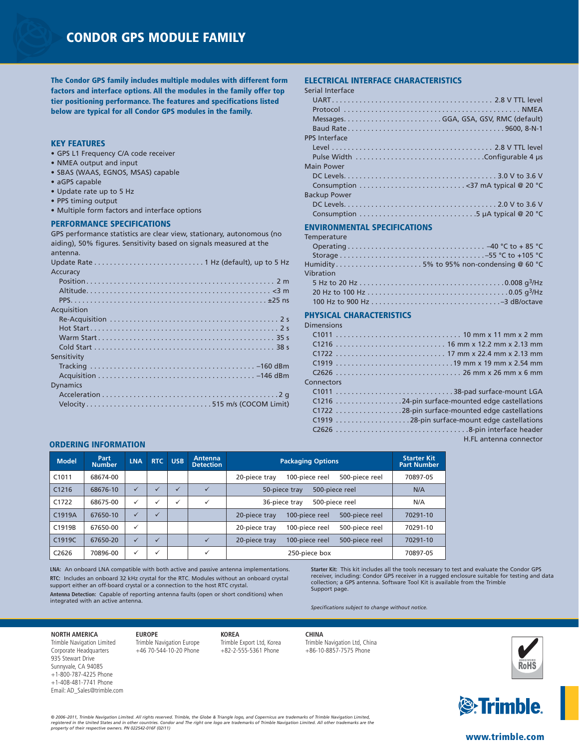// Transcribing CONDOR GPS MODULE FAMILY page 2 of 2: specs, ordering table, footnotes, contacts.

# CONDOR GPS MODULE FAMILY

**The Condor GPS family includes multiple modules with different form factors and interface options. All the modules in the family offer top tier positioning performance. The features and specifications listed below are typical for all Condor GPS modules in the family.**

## KEY FEATURES

- GPS L1 Frequency C/A code receiver
- NMEA output and input
- SBAS (WAAS, EGNOS, MSAS) capable
- aGPS capable
- Update rate up to 5 Hz
- PPS timing output
- Multiple form factors and interface options

## PERFORMANCE SPECIFICATIONS

GPS performance statistics are clear view, stationary, autonomous (no aiding), 50% figures. Sensitivity based on signals measured at the antenna.

Update Rate . . . . . . . . . . 1 Hz (default), up to 5 Hz

Accuracy
- Position . . . . . . . . . . 2 m
- Altitude. . . . . . . . . . <3 m
- PPS. . . . . . . . . . ±25 ns

Acquisition
- Re-Acquisition . . . . . . . . . . 2 s
- Hot Start. . . . . . . . . . 2 s
- Warm Start. . . . . . . . . . 35 s
- Cold Start . . . . . . . . . . 38 s

Sensitivity
- Tracking . . . . . . . . . . –160 dBm
- Acquisition . . . . . . . . . . –146 dBm

Dynamics
- Acceleration . . . . . . . . . . 2 g
- Velocity. . . . . . . . . . 515 m/s (COCOM Limit)

## ELECTRICAL INTERFACE CHARACTERISTICS

Serial Interface
- UART. . . . . . . . . . 2.8 V TTL level
- Protocol . . . . . . . . . . NMEA
- Messages. . . . . . . . . . GGA, GSA, GSV, RMC (default)
- Baud Rate. . . . . . . . . . 9600, 8-N-1

PPS Interface
- Level . . . . . . . . . . 2.8 V TTL level
- Pulse Width . . . . . . . . . . Configurable 4 µs

Main Power
- DC Levels. . . . . . . . . . 3.0 V to 3.6 V
- Consumption . . . . . . . . . . <37 mA typical @ 20 °C

Backup Power
- DC Levels. . . . . . . . . . 2.0 V to 3.6 V
- Consumption . . . . . . . . . . 5 µA typical @ 20 °C

## ENVIRONMENTAL SPECIFICATIONS

Temperature
- Operating . . . . . . . . . . –40 °C to + 85 °C
- Storage . . . . . . . . . . –55 °C to +105 °C

Humidity. . . . . . . . . . 5% to 95% non-condensing @ 60 °C

Vibration
- 5 Hz to 20 Hz . . . . . . . . . . 0.008 $g^2$/Hz
- 20 Hz to 100 Hz . . . . . . . . . . 0.05 $g^2$/Hz
- 100 Hz to 900 Hz . . . . . . . . . . –3 dB/octave

## PHYSICAL CHARACTERISTICS

Dimensions
- C1011 . . . . . . . . . . 10 mm x 11 mm x 2 mm
- C1216 . . . . . . . . . . 16 mm x 12.2 mm x 2.13 mm
- C1722 . . . . . . . . . . 17 mm x 22.4 mm x 2.13 mm
- C1919 . . . . . . . . . . 19 mm x 19 mm x 2.54 mm
- C2626 . . . . . . . . . . 26 mm x 26 mm x 6 mm

Connectors
- C1011 . . . . . . . . . . 38-pad surface-mount LGA
- C1216 . . . . . . . . . . 24-pin surface-mounted edge castellations
- C1722 . . . . . . . . . . 28-pin surface-mounted edge castellations
- C1919 . . . . . . . . . . 28-pin surface-mount edge castellations
- C2626 . . . . . . . . . . 8-pin interface header
  H.FL antenna connector

## ORDERING INFORMATION

| Model | Part Number | LNA | RTC | USB | Antenna Detection | Packaging Options | Starter Kit Part Number |
|---|---|---|---|---|---|---|---|
| C1011 | 68674-00 | | | | | 20-piece tray 100-piece reel 500-piece reel | 70897-05 |
| C1216 | 68676-10 | ✓ | ✓ | ✓ | ✓ | 50-piece tray 500-piece reel | N/A |
| C1722 | 68675-00 | ✓ | ✓ | ✓ | ✓ | 36-piece tray 500-piece reel | N/A |
| C1919A | 67650-10 | ✓ | ✓ | | | 20-piece tray 100-piece reel 500-piece reel | 70291-10 |
| C1919B | 67650-00 | ✓ | | | | 20-piece tray 100-piece reel 500-piece reel | 70291-10 |
| C1919C | 67650-20 | ✓ | ✓ | | ✓ | 20-piece tray 100-piece reel 500-piece reel | 70291-10 |
| C2626 | 70896-00 | ✓ | ✓ | | ✓ | 250-piece box | 70897-05 |

**LNA:** An onboard LNA compatible with both active and passive antenna implementations.

**RTC:** Includes an onboard 32 kHz crystal for the RTC. Modules without an onboard crystal support either an off-board crystal or a connection to the host RTC crystal.

**Antenna Detection:** Capable of reporting antenna faults (open or short conditions) when integrated with an active antenna.

**Starter Kit:** This kit includes all the tools necessary to test and evaluate the Condor GPS receiver, including: Condor GPS receiver in a rugged enclosure suitable for testing and data collection; a GPS antenna. Software Tool Kit is available from the Trimble Support page.

*Specifications subject to change without notice.*

**NORTH AMERICA**
Trimble Navigation Limited
Corporate Headquarters
935 Stewart Drive
Sunnyvale, CA 94085
+1-800-787-4225 Phone
+1-408-481-7741 Phone
Email: AD_Sales@trimble.com

**EUROPE**
Trimble Navigation Europe
+46 70-544-10-20 Phone

**KOREA**
Trimble Export Ltd, Korea
+82-2-555-5361 Phone

**CHINA**
Trimble Navigation Ltd, China
+86-10-8857-7575 Phone

2002/95/EC
RoHS

Trimble.

*© 2006–2011, Trimble Navigation Limited. All rights reserved. Trimble, the Globe & Triangle logo, and Copernicus are trademarks of Trimble Navigation Limited, registered in the United States and in other countries. Condor and The right one logo are trademarks of Trimble Navigation Limited. All other trademarks are the property of their respective owners. PN 022542-016F (02/11)*

**www.trimble.com**